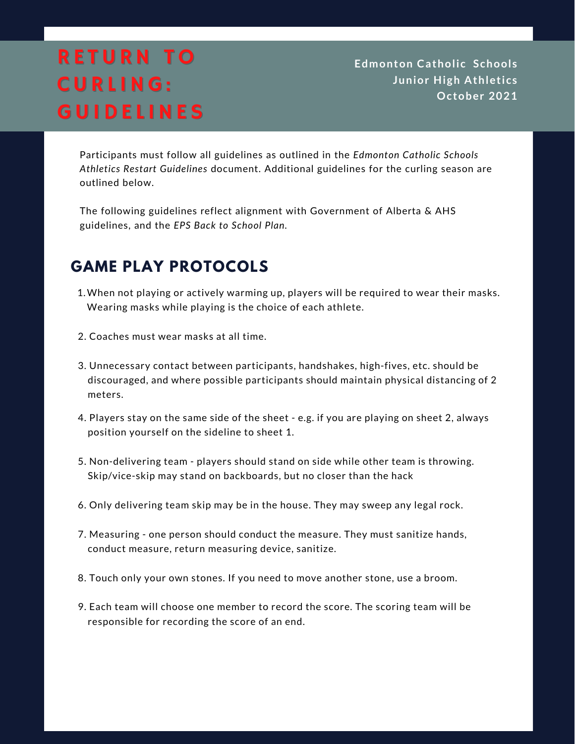# RETURN TO CURLING: GUIDELINES

**Edmonton Catholic Schools**
**Junior High Athletics**
**October 2021**

Participants must follow all guidelines as outlined in the *Edmonton Catholic Schools Athletics Restart Guidelines* document. Additional guidelines for the curling season are outlined below.

The following guidelines reflect alignment with Government of Alberta & AHS guidelines, and the *EPS Back to School Plan.*

## GAME PLAY PROTOCOLS

1. When not playing or actively warming up, players will be required to wear their masks. Wearing masks while playing is the choice of each athlete.
2. Coaches must wear masks at all time.
3. Unnecessary contact between participants, handshakes, high-fives, etc. should be discouraged, and where possible participants should maintain physical distancing of 2 meters.
4. Players stay on the same side of the sheet - e.g. if you are playing on sheet 2, always position yourself on the sideline to sheet 1.
5. Non-delivering team - players should stand on side while other team is throwing. Skip/vice-skip may stand on backboards, but no closer than the hack
6. Only delivering team skip may be in the house. They may sweep any legal rock.
7. Measuring - one person should conduct the measure. They must sanitize hands, conduct measure, return measuring device, sanitize.
8. Touch only your own stones. If you need to move another stone, use a broom.
9. Each team will choose one member to record the score. The scoring team will be responsible for recording the score of an end.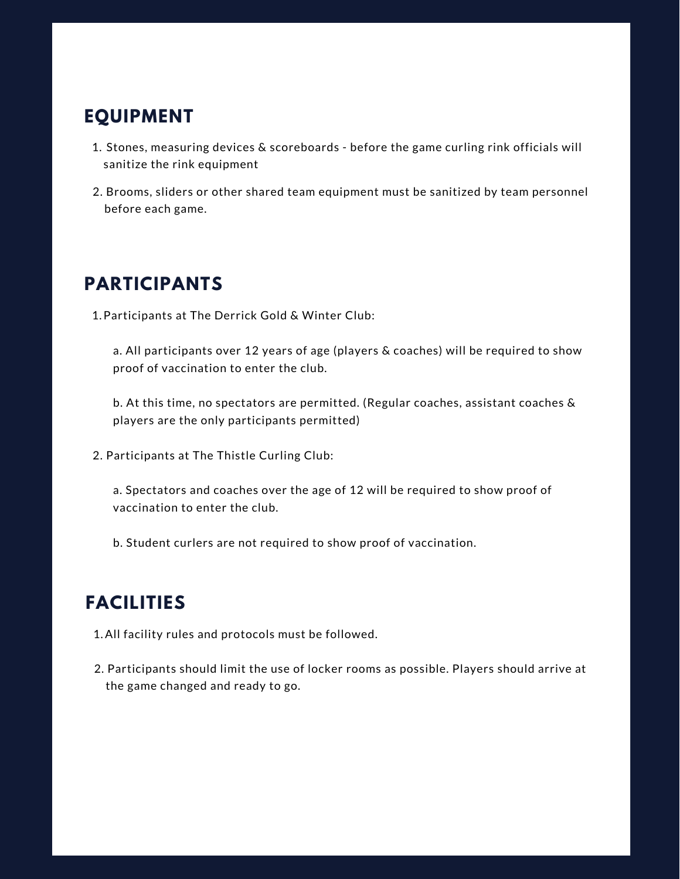## EQUIPMENT

1. Stones, measuring devices & scoreboards - before the game curling rink officials will sanitize the rink equipment
2. Brooms, sliders or other shared team equipment must be sanitized by team personnel before each game.

## PARTICIPANTS

1. Participants at The Derrick Gold & Winter Club:

   a. All participants over 12 years of age (players & coaches) will be required to show proof of vaccination to enter the club.

   b. At this time, no spectators are permitted. (Regular coaches, assistant coaches & players are the only participants permitted)

2. Participants at The Thistle Curling Club:

   a. Spectators and coaches over the age of 12 will be required to show proof of vaccination to enter the club.

   b. Student curlers are not required to show proof of vaccination.

## FACILITIES

1. All facility rules and protocols must be followed.
2. Participants should limit the use of locker rooms as possible. Players should arrive at the game changed and ready to go.